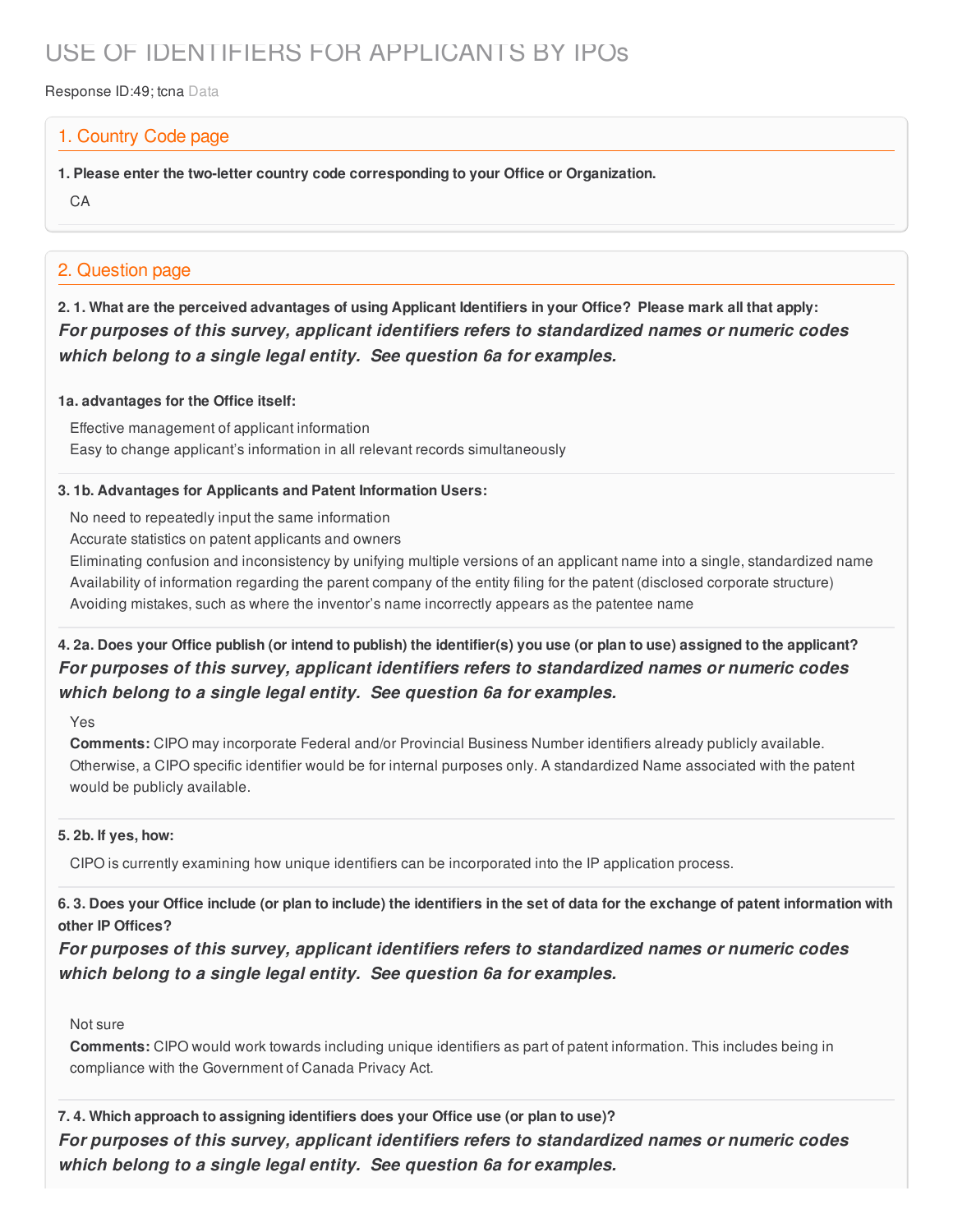# USE OF IDENTIFIERS FOR APPLICANTS BY IPOs

Response ID:49; tcna Data

## 1. Country Code page

**1. Please enter the two-letter country code corresponding to your Office or Organization.**

CA

## 2. Question page

**2. 1. What are the perceived advantages of using Applicant Identifiers in your Office? Please mark all that apply:**

***For purposes of this survey, applicant identifiers refers to standardized names or numeric codes which belong to a single legal entity. See question 6a for examples.***

**1a. advantages for the Office itself:**

Effective management of applicant information
Easy to change applicant's information in all relevant records simultaneously

**3. 1b. Advantages for Applicants and Patent Information Users:**

No need to repeatedly input the same information
Accurate statistics on patent applicants and owners
Eliminating confusion and inconsistency by unifying multiple versions of an applicant name into a single, standardized name
Availability of information regarding the parent company of the entity filing for the patent (disclosed corporate structure)
Avoiding mistakes, such as where the inventor's name incorrectly appears as the patentee name

**4. 2a. Does your Office publish (or intend to publish) the identifier(s) you use (or plan to use) assigned to the applicant?**

***For purposes of this survey, applicant identifiers refers to standardized names or numeric codes which belong to a single legal entity. See question 6a for examples.***

Yes

**Comments:** CIPO may incorporate Federal and/or Provincial Business Number identifiers already publicly available. Otherwise, a CIPO specific identifier would be for internal purposes only. A standardized Name associated with the patent would be publicly available.

**5. 2b. If yes, how:**

CIPO is currently examining how unique identifiers can be incorporated into the IP application process.

**6. 3. Does your Office include (or plan to include) the identifiers in the set of data for the exchange of patent information with other IP Offices?**

***For purposes of this survey, applicant identifiers refers to standardized names or numeric codes which belong to a single legal entity. See question 6a for examples.***

Not sure

**Comments:** CIPO would work towards including unique identifiers as part of patent information. This includes being in compliance with the Government of Canada Privacy Act.

**7. 4. Which approach to assigning identifiers does your Office use (or plan to use)?**

***For purposes of this survey, applicant identifiers refers to standardized names or numeric codes which belong to a single legal entity. See question 6a for examples.***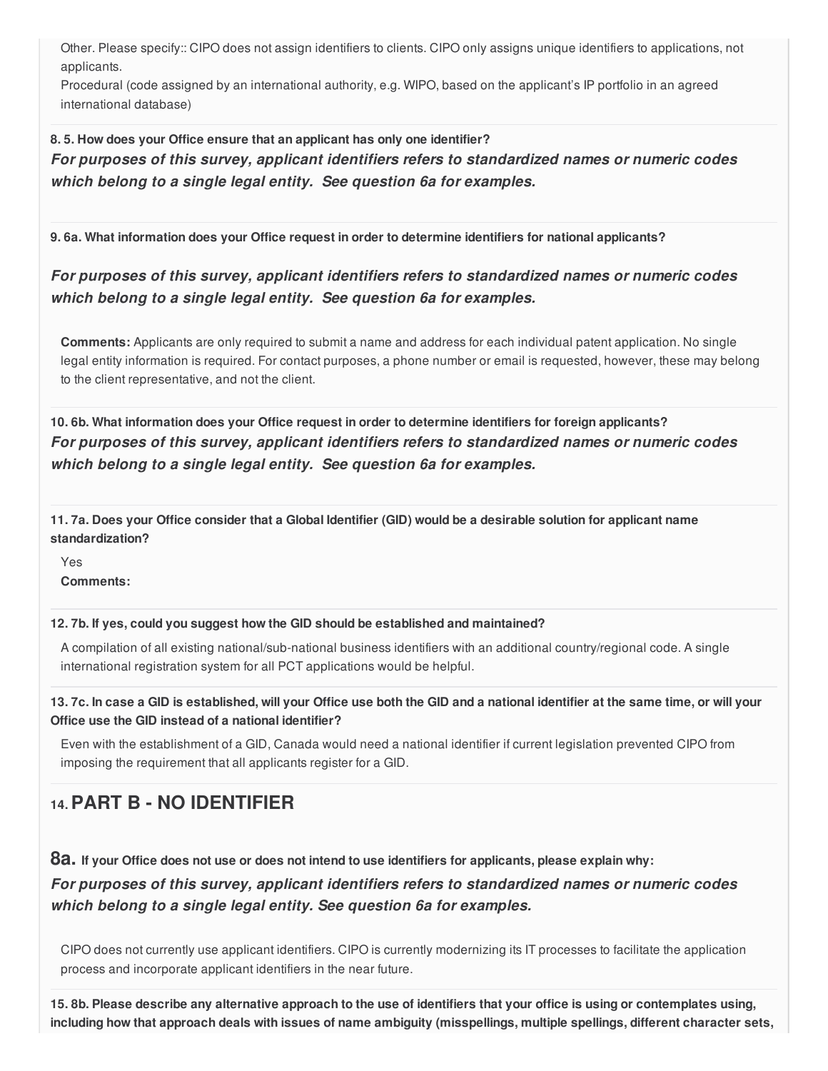Other. Please specify:: CIPO does not assign identifiers to clients. CIPO only assigns unique identifiers to applications, not applicants.

Procedural (code assigned by an international authority, e.g. WIPO, based on the applicant's IP portfolio in an agreed international database)

**8. 5. How does your Office ensure that an applicant has only one identifier?**

***For purposes of this survey, applicant identifiers refers to standardized names or numeric codes which belong to a single legal entity. See question 6a for examples.***

**9. 6a. What information does your Office request in order to determine identifiers for national applicants?**

***For purposes of this survey, applicant identifiers refers to standardized names or numeric codes which belong to a single legal entity. See question 6a for examples.***

**Comments:** Applicants are only required to submit a name and address for each individual patent application. No single legal entity information is required. For contact purposes, a phone number or email is requested, however, these may belong to the client representative, and not the client.

**10. 6b. What information does your Office request in order to determine identifiers for foreign applicants?**

***For purposes of this survey, applicant identifiers refers to standardized names or numeric codes which belong to a single legal entity. See question 6a for examples.***

**11. 7a. Does your Office consider that a Global Identifier (GID) would be a desirable solution for applicant name standardization?**

Yes

**Comments:**

**12. 7b. If yes, could you suggest how the GID should be established and maintained?**

A compilation of all existing national/sub-national business identifiers with an additional country/regional code. A single international registration system for all PCT applications would be helpful.

**13. 7c. In case a GID is established, will your Office use both the GID and a national identifier at the same time, or will your Office use the GID instead of a national identifier?**

Even with the establishment of a GID, Canada would need a national identifier if current legislation prevented CIPO from imposing the requirement that all applicants register for a GID.

## 14. PART B - NO IDENTIFIER

**8a.** **If your Office does not use or does not intend to use identifiers for applicants, please explain why:**

***For purposes of this survey, applicant identifiers refers to standardized names or numeric codes which belong to a single legal entity. See question 6a for examples.***

CIPO does not currently use applicant identifiers. CIPO is currently modernizing its IT processes to facilitate the application process and incorporate applicant identifiers in the near future.

**15. 8b. Please describe any alternative approach to the use of identifiers that your office is using or contemplates using, including how that approach deals with issues of name ambiguity (misspellings, multiple spellings, different character sets,**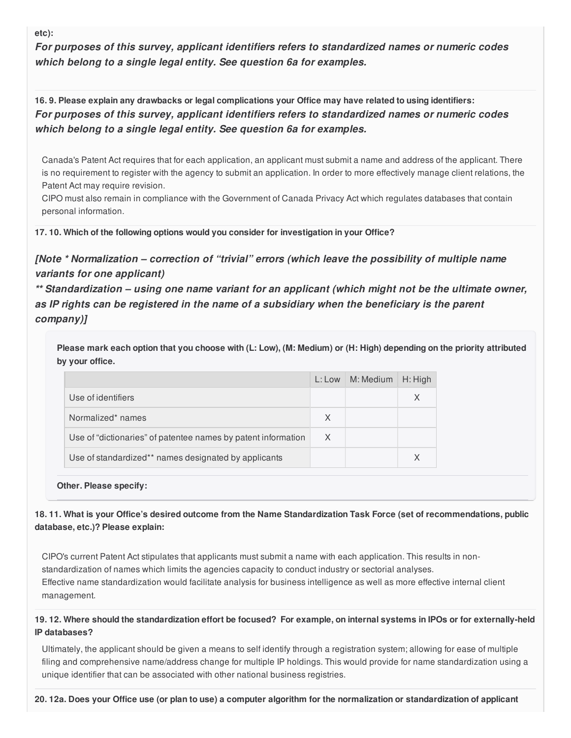**etc):**

***For purposes of this survey, applicant identifiers refers to standardized names or numeric codes which belong to a single legal entity. See question 6a for examples.***

**16. 9. Please explain any drawbacks or legal complications your Office may have related to using identifiers:**

***For purposes of this survey, applicant identifiers refers to standardized names or numeric codes which belong to a single legal entity. See question 6a for examples.***

Canada's Patent Act requires that for each application, an applicant must submit a name and address of the applicant. There is no requirement to register with the agency to submit an application. In order to more effectively manage client relations, the Patent Act may require revision.

CIPO must also remain in compliance with the Government of Canada Privacy Act which regulates databases that contain personal information.

**17. 10. Which of the following options would you consider for investigation in your Office?**

***[Note * Normalization – correction of "trivial" errors (which leave the possibility of multiple name variants for one applicant)***

***** Standardization – using one name variant for an applicant (which might not be the ultimate owner, as IP rights can be registered in the name of a subsidiary when the beneficiary is the parent company)]***

**Please mark each option that you choose with (L: Low), (M: Medium) or (H: High) depending on the priority attributed by your office.**

| | L: Low | M: Medium | H: High |
|---|---|---|---|
| Use of identifiers | | | X |
| Normalized* names | X | | |
| Use of "dictionaries" of patentee names by patent information | X | | |
| Use of standardized** names designated by applicants | | | X |

**Other. Please specify:**

**18. 11. What is your Office's desired outcome from the Name Standardization Task Force (set of recommendations, public database, etc.)? Please explain:**

CIPO's current Patent Act stipulates that applicants must submit a name with each application. This results in non-standardization of names which limits the agencies capacity to conduct industry or sectorial analyses.

Effective name standardization would facilitate analysis for business intelligence as well as more effective internal client management.

**19. 12. Where should the standardization effort be focused? For example, on internal systems in IPOs or for externally-held IP databases?**

Ultimately, the applicant should be given a means to self identify through a registration system; allowing for ease of multiple filing and comprehensive name/address change for multiple IP holdings. This would provide for name standardization using a unique identifier that can be associated with other national business registries.

**20. 12a. Does your Office use (or plan to use) a computer algorithm for the normalization or standardization of applicant**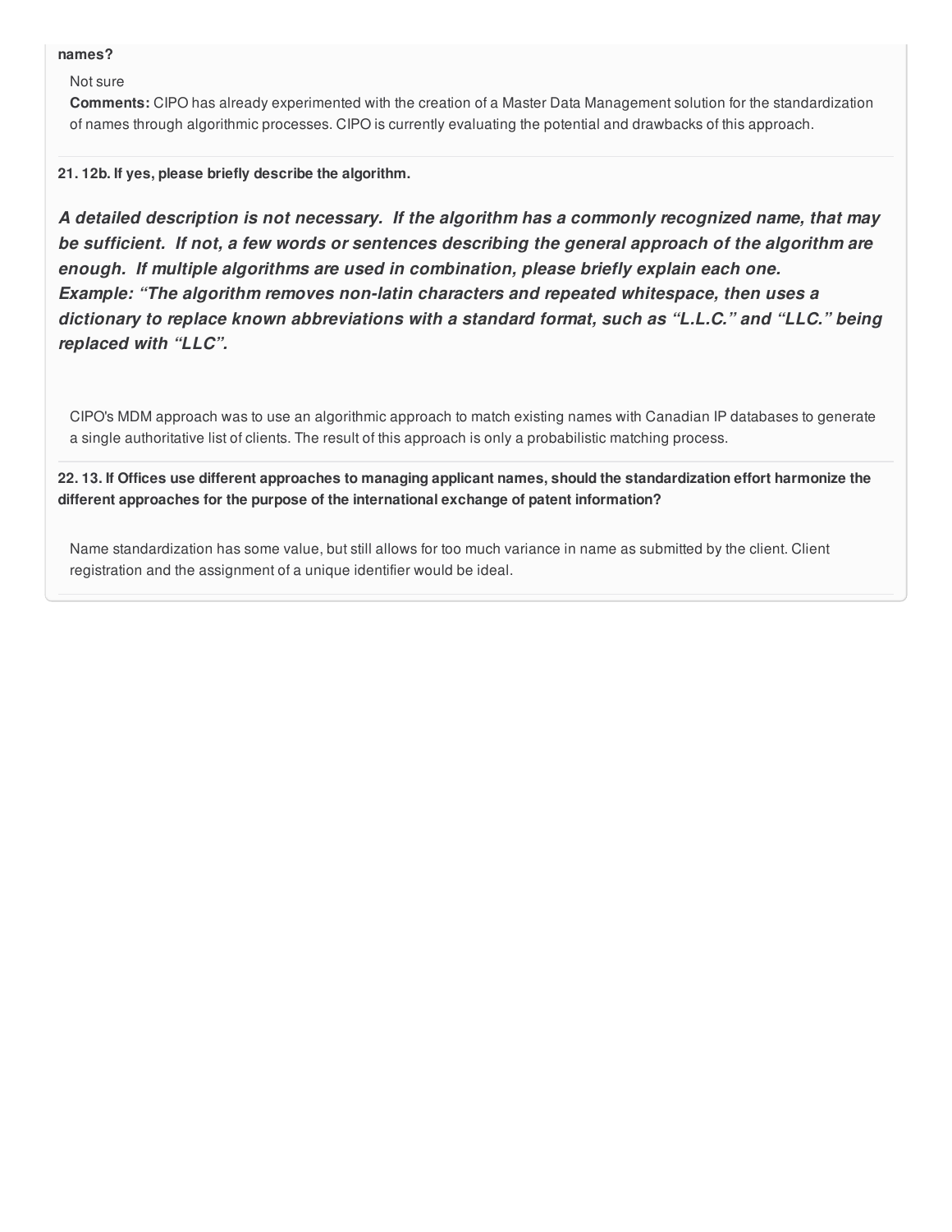**names?**

Not sure

**Comments:** CIPO has already experimented with the creation of a Master Data Management solution for the standardization of names through algorithmic processes. CIPO is currently evaluating the potential and drawbacks of this approach.

**21. 12b. If yes, please briefly describe the algorithm.**

***A detailed description is not necessary. If the algorithm has a commonly recognized name, that may be sufficient. If not, a few words or sentences describing the general approach of the algorithm are enough. If multiple algorithms are used in combination, please briefly explain each one.***
***Example: "The algorithm removes non-latin characters and repeated whitespace, then uses a dictionary to replace known abbreviations with a standard format, such as "L.L.C." and "LLC." being replaced with "LLC".***

CIPO's MDM approach was to use an algorithmic approach to match existing names with Canadian IP databases to generate a single authoritative list of clients. The result of this approach is only a probabilistic matching process.

**22. 13. If Offices use different approaches to managing applicant names, should the standardization effort harmonize the different approaches for the purpose of the international exchange of patent information?**

Name standardization has some value, but still allows for too much variance in name as submitted by the client. Client registration and the assignment of a unique identifier would be ideal.